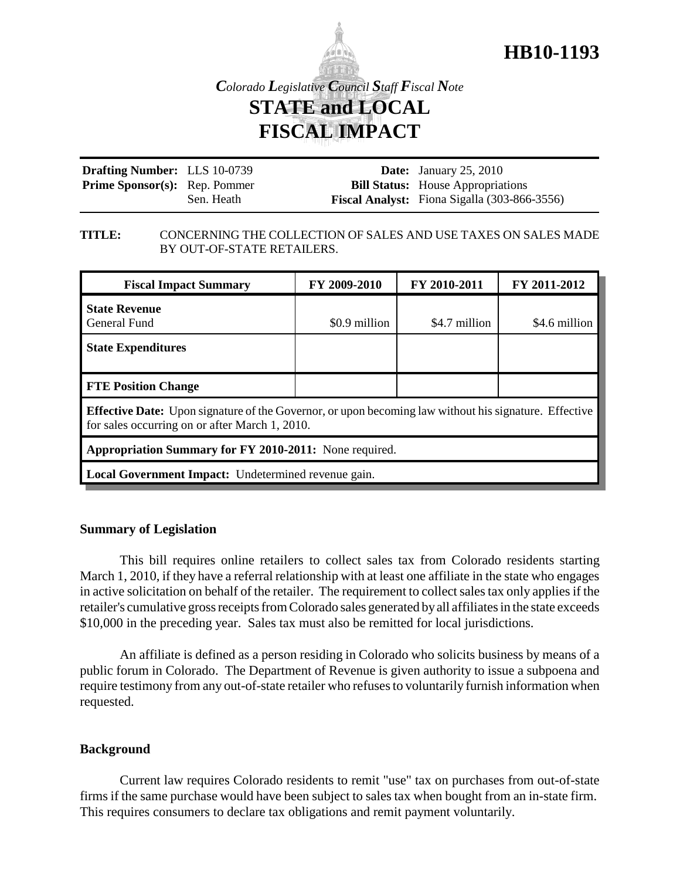# HB10-1193

*Colorado Legislative Council Staff Fiscal Note*

## STATE and LOCAL FISCAL IMPACT

**Drafting Number:** LLS 10-0739
**Prime Sponsor(s):** Rep. Pommer
Sen. Heath

**Date:** January 25, 2010
**Bill Status:** House Appropriations
**Fiscal Analyst:** Fiona Sigalla (303-866-3556)

**TITLE:** CONCERNING THE COLLECTION OF SALES AND USE TAXES ON SALES MADE BY OUT-OF-STATE RETAILERS.

| Fiscal Impact Summary | FY 2009-2010 | FY 2010-2011 | FY 2011-2012 |
|---|---|---|---|
| **State Revenue**<br>General Fund | $0.9 million | $4.7 million | $4.6 million |
| **State Expenditures** | | | |
| **FTE Position Change** | | | |
| **Effective Date:** Upon signature of the Governor, or upon becoming law without his signature. Effective for sales occurring on or after March 1, 2010. | | | |
| **Appropriation Summary for FY 2010-2011:** None required. | | | |
| **Local Government Impact:** Undetermined revenue gain. | | | |

### Summary of Legislation

This bill requires online retailers to collect sales tax from Colorado residents starting March 1, 2010, if they have a referral relationship with at least one affiliate in the state who engages in active solicitation on behalf of the retailer. The requirement to collect sales tax only applies if the retailer's cumulative gross receipts from Colorado sales generated by all affiliates in the state exceeds $10,000 in the preceding year. Sales tax must also be remitted for local jurisdictions.

An affiliate is defined as a person residing in Colorado who solicits business by means of a public forum in Colorado. The Department of Revenue is given authority to issue a subpoena and require testimony from any out-of-state retailer who refuses to voluntarily furnish information when requested.

### Background

Current law requires Colorado residents to remit "use" tax on purchases from out-of-state firms if the same purchase would have been subject to sales tax when bought from an in-state firm. This requires consumers to declare tax obligations and remit payment voluntarily.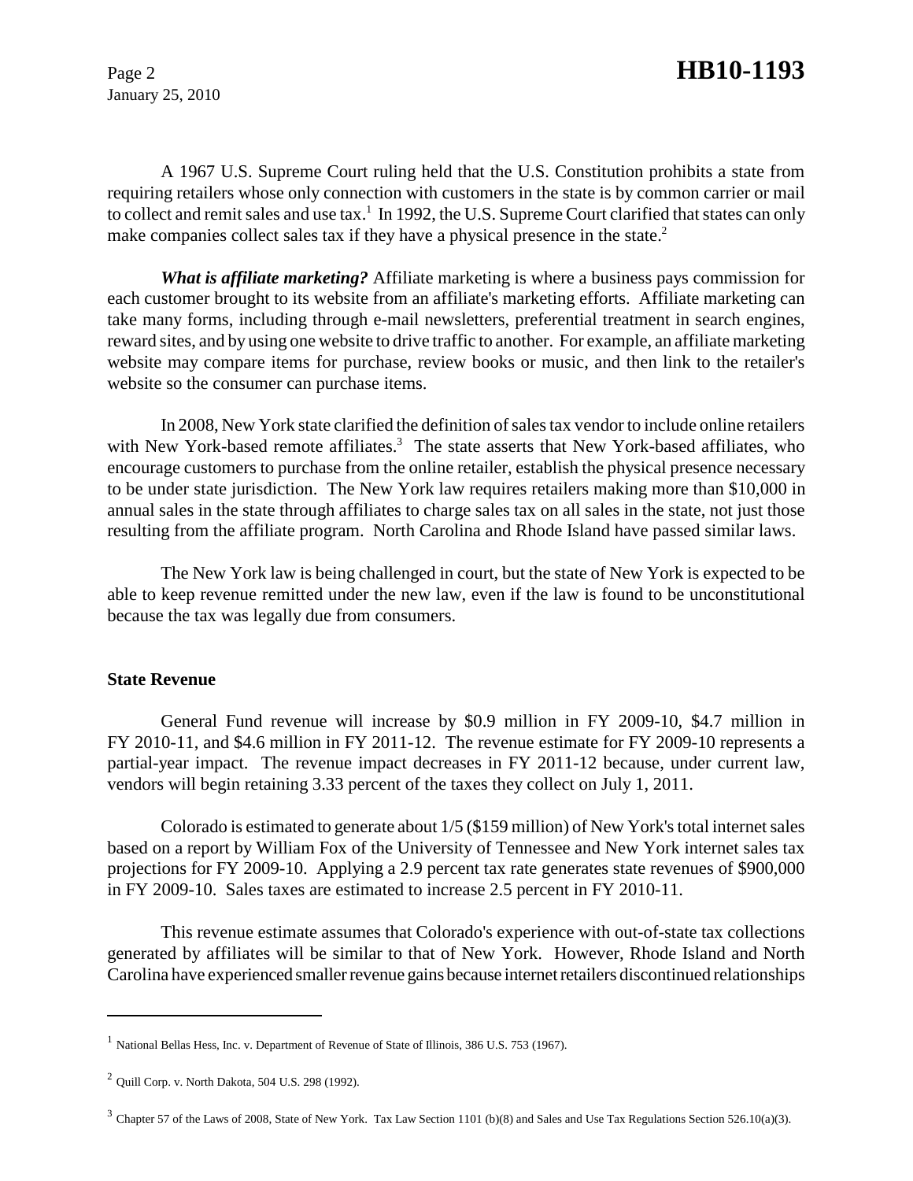A 1967 U.S. Supreme Court ruling held that the U.S. Constitution prohibits a state from requiring retailers whose only connection with customers in the state is by common carrier or mail to collect and remit sales and use tax.[1] In 1992, the U.S. Supreme Court clarified that states can only make companies collect sales tax if they have a physical presence in the state.[2]

***What is affiliate marketing?*** Affiliate marketing is where a business pays commission for each customer brought to its website from an affiliate's marketing efforts. Affiliate marketing can take many forms, including through e-mail newsletters, preferential treatment in search engines, reward sites, and by using one website to drive traffic to another. For example, an affiliate marketing website may compare items for purchase, review books or music, and then link to the retailer's website so the consumer can purchase items.

In 2008, New York state clarified the definition of sales tax vendor to include online retailers with New York-based remote affiliates.[3] The state asserts that New York-based affiliates, who encourage customers to purchase from the online retailer, establish the physical presence necessary to be under state jurisdiction. The New York law requires retailers making more than $10,000 in annual sales in the state through affiliates to charge sales tax on all sales in the state, not just those resulting from the affiliate program. North Carolina and Rhode Island have passed similar laws.

The New York law is being challenged in court, but the state of New York is expected to be able to keep revenue remitted under the new law, even if the law is found to be unconstitutional because the tax was legally due from consumers.

**State Revenue**

General Fund revenue will increase by $0.9 million in FY 2009-10, $4.7 million in FY 2010-11, and $4.6 million in FY 2011-12. The revenue estimate for FY 2009-10 represents a partial-year impact. The revenue impact decreases in FY 2011-12 because, under current law, vendors will begin retaining 3.33 percent of the taxes they collect on July 1, 2011.

Colorado is estimated to generate about 1/5 ($159 million) of New York's total internet sales based on a report by William Fox of the University of Tennessee and New York internet sales tax projections for FY 2009-10. Applying a 2.9 percent tax rate generates state revenues of $900,000 in FY 2009-10. Sales taxes are estimated to increase 2.5 percent in FY 2010-11.

This revenue estimate assumes that Colorado's experience with out-of-state tax collections generated by affiliates will be similar to that of New York. However, Rhode Island and North Carolina have experienced smaller revenue gains because internet retailers discontinued relationships

---

[1] National Bellas Hess, Inc. v. Department of Revenue of State of Illinois, 386 U.S. 753 (1967).

[2] Quill Corp. v. North Dakota, 504 U.S. 298 (1992).

[3] Chapter 57 of the Laws of 2008, State of New York. Tax Law Section 1101 (b)(8) and Sales and Use Tax Regulations Section 526.10(a)(3).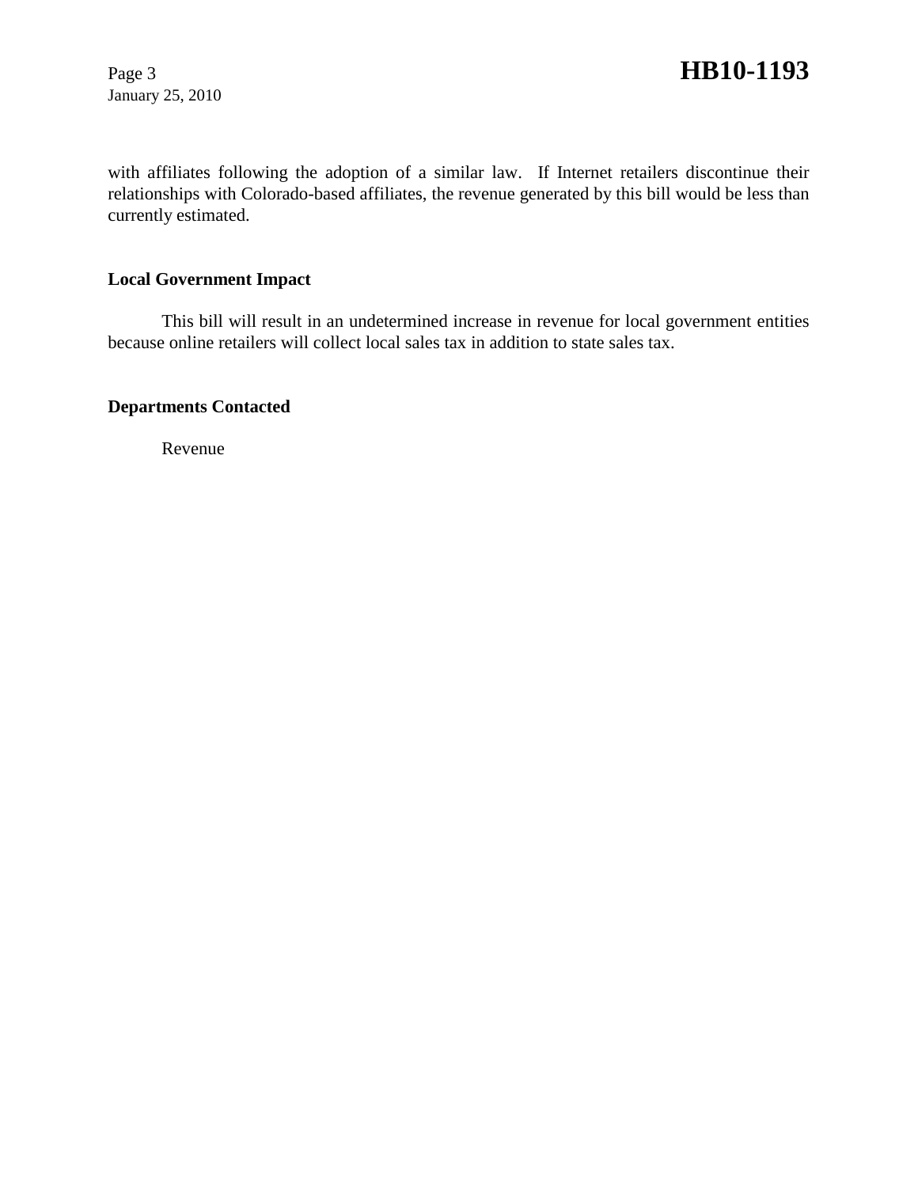with affiliates following the adoption of a similar law. If Internet retailers discontinue their relationships with Colorado-based affiliates, the revenue generated by this bill would be less than currently estimated.

**Local Government Impact**

This bill will result in an undetermined increase in revenue for local government entities because online retailers will collect local sales tax in addition to state sales tax.

**Departments Contacted**

Revenue